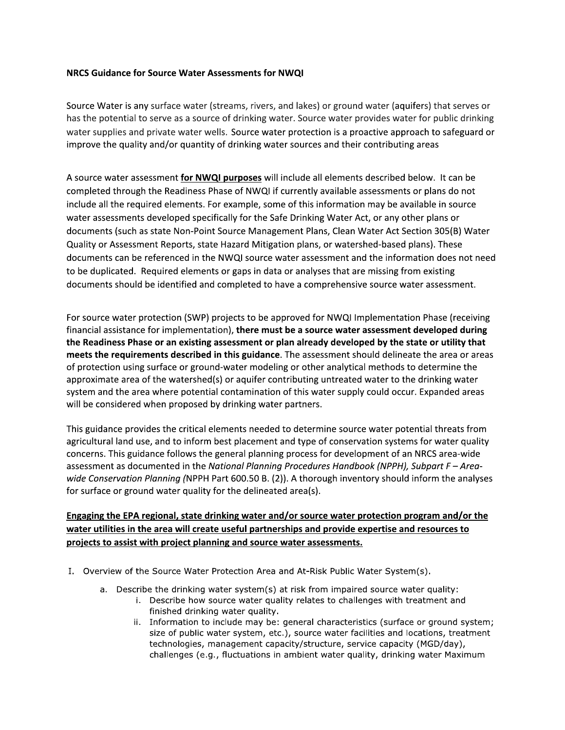**NRCS Guidance for Source Water Assessments for NWQI**

Source Water is any surface water (streams, rivers, and lakes) or ground water (aquifers) that serves or has the potential to serve as a source of drinking water. Source water provides water for public drinking water supplies and private water wells. Source water protection is a proactive approach to safeguard or improve the quality and/or quantity of drinking water sources and their contributing areas

A source water assessment **<u>for NWQI purposes</u>** will include all elements described below. It can be completed through the Readiness Phase of NWQI if currently available assessments or plans do not include all the required elements. For example, some of this information may be available in source water assessments developed specifically for the Safe Drinking Water Act, or any other plans or documents (such as state Non-Point Source Management Plans, Clean Water Act Section 305(B) Water Quality or Assessment Reports, state Hazard Mitigation plans, or watershed-based plans). These documents can be referenced in the NWQI source water assessment and the information does not need to be duplicated. Required elements or gaps in data or analyses that are missing from existing documents should be identified and completed to have a comprehensive source water assessment.

For source water protection (SWP) projects to be approved for NWQI Implementation Phase (receiving financial assistance for implementation), **there must be a source water assessment developed during the Readiness Phase or an existing assessment or plan already developed by the state or utility that meets the requirements described in this guidance**. The assessment should delineate the area or areas of protection using surface or ground-water modeling or other analytical methods to determine the approximate area of the watershed(s) or aquifer contributing untreated water to the drinking water system and the area where potential contamination of this water supply could occur. Expanded areas will be considered when proposed by drinking water partners.

This guidance provides the critical elements needed to determine source water potential threats from agricultural land use, and to inform best placement and type of conservation systems for water quality concerns. This guidance follows the general planning process for development of an NRCS area-wide assessment as documented in the *National Planning Procedures Handbook (NPPH), Subpart F – Area-wide Conservation Planning (*NPPH Part 600.50 B. (2)). A thorough inventory should inform the analyses for surface or ground water quality for the delineated area(s).

**<u>Engaging the EPA regional, state drinking water and/or source water protection program and/or the water utilities in the area will create useful partnerships and provide expertise and resources to projects to assist with project planning and source water assessments.</u>**

I. Overview of the Source Water Protection Area and At-Risk Public Water System(s).
   a. Describe the drinking water system(s) at risk from impaired source water quality:
      i. Describe how source water quality relates to challenges with treatment and finished drinking water quality.
      ii. Information to include may be: general characteristics (surface or ground system; size of public water system, etc.), source water facilities and locations, treatment technologies, management capacity/structure, service capacity (MGD/day), challenges (e.g., fluctuations in ambient water quality, drinking water Maximum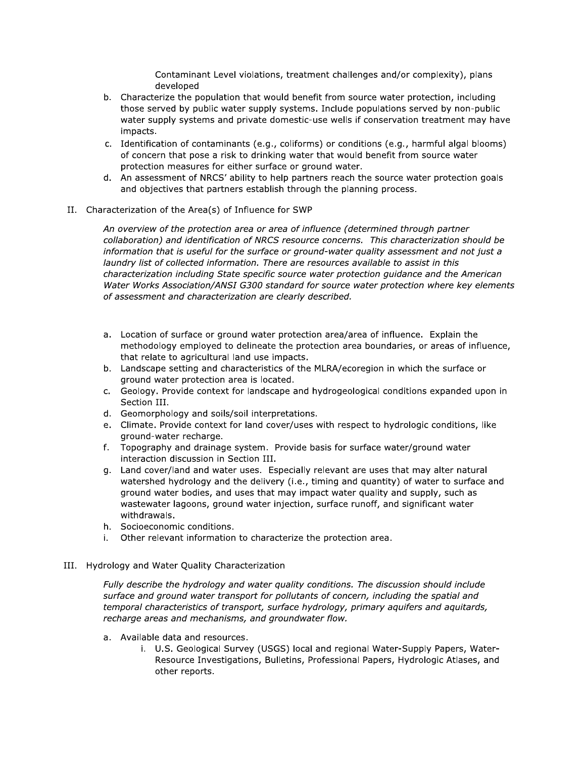Contaminant Level violations, treatment challenges and/or complexity), plans developed

b. Characterize the population that would benefit from source water protection, including those served by public water supply systems. Include populations served by non-public water supply systems and private domestic-use wells if conservation treatment may have impacts.
c. Identification of contaminants (e.g., coliforms) or conditions (e.g., harmful algal blooms) of concern that pose a risk to drinking water that would benefit from source water protection measures for either surface or ground water.
d. An assessment of NRCS' ability to help partners reach the source water protection goals and objectives that partners establish through the planning process.

## II. Characterization of the Area(s) of Influence for SWP

*An overview of the protection area or area of influence (determined through partner collaboration) and identification of NRCS resource concerns. This characterization should be information that is useful for the surface or ground-water quality assessment and not just a laundry list of collected information. There are resources available to assist in this characterization including State specific source water protection guidance and the American Water Works Association/ANSI G300 standard for source water protection where key elements of assessment and characterization are clearly described.*

a. Location of surface or ground water protection area/area of influence. Explain the methodology employed to delineate the protection area boundaries, or areas of influence, that relate to agricultural land use impacts.
b. Landscape setting and characteristics of the MLRA/ecoregion in which the surface or ground water protection area is located.
c. Geology. Provide context for landscape and hydrogeological conditions expanded upon in Section III.
d. Geomorphology and soils/soil interpretations.
e. Climate. Provide context for land cover/uses with respect to hydrologic conditions, like ground-water recharge.
f. Topography and drainage system. Provide basis for surface water/ground water interaction discussion in Section III.
g. Land cover/land and water uses. Especially relevant are uses that may alter natural watershed hydrology and the delivery (i.e., timing and quantity) of water to surface and ground water bodies, and uses that may impact water quality and supply, such as wastewater lagoons, ground water injection, surface runoff, and significant water withdrawals.
h. Socioeconomic conditions.
i. Other relevant information to characterize the protection area.

## III. Hydrology and Water Quality Characterization

*Fully describe the hydrology and water quality conditions. The discussion should include surface and ground water transport for pollutants of concern, including the spatial and temporal characteristics of transport, surface hydrology, primary aquifers and aquitards, recharge areas and mechanisms, and groundwater flow.*

a. Available data and resources.
    i. U.S. Geological Survey (USGS) local and regional Water-Supply Papers, Water-Resource Investigations, Bulletins, Professional Papers, Hydrologic Atlases, and other reports.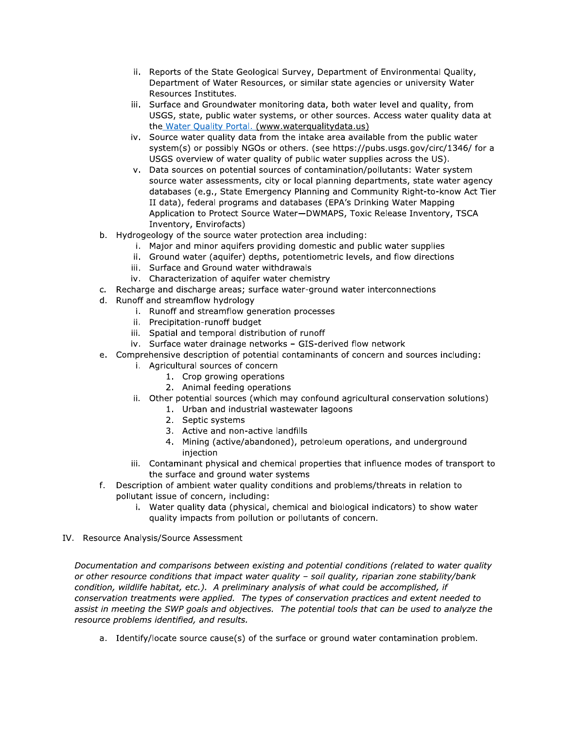ii. Reports of the State Geological Survey, Department of Environmental Quality, Department of Water Resources, or similar state agencies or university Water Resources Institutes.

   iii. Surface and Groundwater monitoring data, both water level and quality, from USGS, state, public water systems, or other sources. Access water quality data at the [Water Quality Portal.](www.waterqualitydata.us) (www.waterqualitydata.us)

   iv. Source water quality data from the intake area available from the public water system(s) or possibly NGOs or others. (see https://pubs.usgs.gov/circ/1346/ for a USGS overview of water quality of public water supplies across the US).

   v. Data sources on potential sources of contamination/pollutants: Water system source water assessments, city or local planning departments, state water agency databases (e.g., State Emergency Planning and Community Right-to-know Act Tier II data), federal programs and databases (EPA's Drinking Water Mapping Application to Protect Source Water—DWMAPS, Toxic Release Inventory, TSCA Inventory, Envirofacts)

b. Hydrogeology of the source water protection area including:
   i. Major and minor aquifers providing domestic and public water supplies
   ii. Ground water (aquifer) depths, potentiometric levels, and flow directions
   iii. Surface and Ground water withdrawals
   iv. Characterization of aquifer water chemistry

c. Recharge and discharge areas; surface water-ground water interconnections

d. Runoff and streamflow hydrology
   i. Runoff and streamflow generation processes
   ii. Precipitation-runoff budget
   iii. Spatial and temporal distribution of runoff
   iv. Surface water drainage networks – GIS-derived flow network

e. Comprehensive description of potential contaminants of concern and sources including:
   i. Agricultural sources of concern
      1. Crop growing operations
      2. Animal feeding operations
   ii. Other potential sources (which may confound agricultural conservation solutions)
      1. Urban and industrial wastewater lagoons
      2. Septic systems
      3. Active and non-active landfills
      4. Mining (active/abandoned), petroleum operations, and underground injection
   iii. Contaminant physical and chemical properties that influence modes of transport to the surface and ground water systems

f. Description of ambient water quality conditions and problems/threats in relation to pollutant issue of concern, including:
   i. Water quality data (physical, chemical and biological indicators) to show water quality impacts from pollution or pollutants of concern.

IV. Resource Analysis/Source Assessment

*Documentation and comparisons between existing and potential conditions (related to water quality or other resource conditions that impact water quality – soil quality, riparian zone stability/bank condition, wildlife habitat, etc.). A preliminary analysis of what could be accomplished, if conservation treatments were applied. The types of conservation practices and extent needed to assist in meeting the SWP goals and objectives. The potential tools that can be used to analyze the resource problems identified, and results.*

a. Identify/locate source cause(s) of the surface or ground water contamination problem.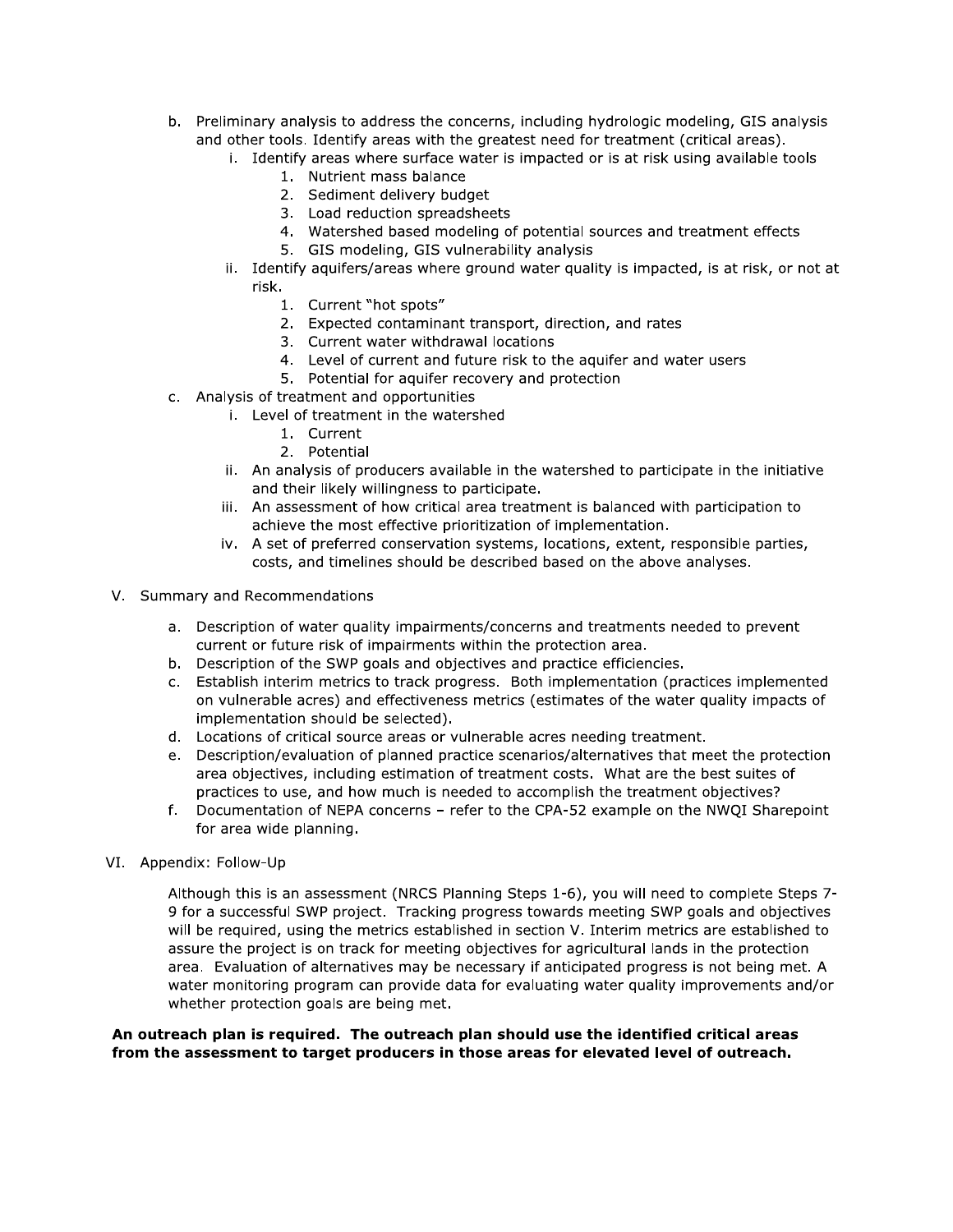b. Preliminary analysis to address the concerns, including hydrologic modeling, GIS analysis and other tools. Identify areas with the greatest need for treatment (critical areas).
    i. Identify areas where surface water is impacted or is at risk using available tools
        1. Nutrient mass balance
        2. Sediment delivery budget
        3. Load reduction spreadsheets
        4. Watershed based modeling of potential sources and treatment effects
        5. GIS modeling, GIS vulnerability analysis
    ii. Identify aquifers/areas where ground water quality is impacted, is at risk, or not at risk.
        1. Current "hot spots"
        2. Expected contaminant transport, direction, and rates
        3. Current water withdrawal locations
        4. Level of current and future risk to the aquifer and water users
        5. Potential for aquifer recovery and protection

c. Analysis of treatment and opportunities
    i. Level of treatment in the watershed
        1. Current
        2. Potential
    ii. An analysis of producers available in the watershed to participate in the initiative and their likely willingness to participate.
    iii. An assessment of how critical area treatment is balanced with participation to achieve the most effective prioritization of implementation.
    iv. A set of preferred conservation systems, locations, extent, responsible parties, costs, and timelines should be described based on the above analyses.

V. Summary and Recommendations

a. Description of water quality impairments/concerns and treatments needed to prevent current or future risk of impairments within the protection area.
b. Description of the SWP goals and objectives and practice efficiencies.
c. Establish interim metrics to track progress. Both implementation (practices implemented on vulnerable acres) and effectiveness metrics (estimates of the water quality impacts of implementation should be selected).
d. Locations of critical source areas or vulnerable acres needing treatment.
e. Description/evaluation of planned practice scenarios/alternatives that meet the protection area objectives, including estimation of treatment costs. What are the best suites of practices to use, and how much is needed to accomplish the treatment objectives?
f. Documentation of NEPA concerns – refer to the CPA-52 example on the NWQI Sharepoint for area wide planning.

VI. Appendix: Follow-Up

Although this is an assessment (NRCS Planning Steps 1-6), you will need to complete Steps 7-9 for a successful SWP project. Tracking progress towards meeting SWP goals and objectives will be required, using the metrics established in section V. Interim metrics are established to assure the project is on track for meeting objectives for agricultural lands in the protection area. Evaluation of alternatives may be necessary if anticipated progress is not being met. A water monitoring program can provide data for evaluating water quality improvements and/or whether protection goals are being met.

**An outreach plan is required. The outreach plan should use the identified critical areas from the assessment to target producers in those areas for elevated level of outreach.**